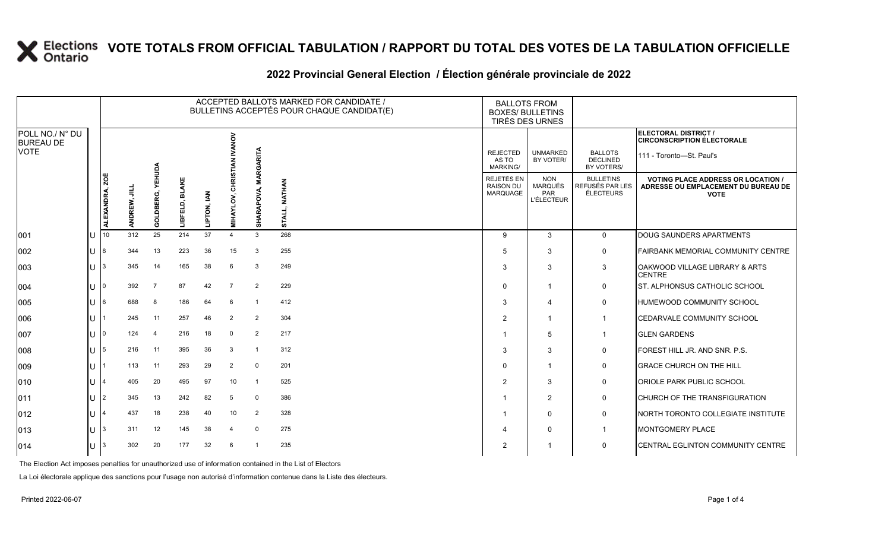# VOTE TOTALS FROM OFFICIAL TABULATION / RAPPORT DU TOTAL DES VOTES DE LA TABULATION OFFICIELLE

## 2022 Provincial General Election / Élection générale provinciale de 2022

| POLL NO./ N° DU BUREAU DE VOTE | | ACCEPTED BALLOTS MARKED FOR CANDIDATE / BULLETINS ACCEPTÉS POUR CHAQUE CANDIDAT(E) | | | | | | | | BALLOTS FROM BOXES/ BULLETINS TIRÉS DES URNES | | | ELECTORAL DISTRICT / CIRCONSCRIPTION ÉLECTORALE 111 - Toronto—St. Paul's |
|---|---|---|---|---|---|---|---|---|---|---|---|---|---|
| | | ALEXANDRA, ZOË | ANDREW, JILL | GOLDBERG, YEHUDA | LIBFELD, BLAKE | LIPTON, IAN | MIHAYLOV, CHRISTIAN IVANOV | SHARAPOVA, MARGARITA | STALL, NATHAN | REJECTED AS TO MARKING/ REJETÉS EN RAISON DU MARQUAGE | UNMARKED BY VOTER/ NON MARQUÉS PAR L'ÉLECTEUR | BALLOTS DECLINED BY VOTERS/ BULLETINS REFUSÉS PAR LES ÉLECTEURS | VOTING PLACE ADDRESS OR LOCATION / ADRESSE OU EMPLACEMENT DU BUREAU DE VOTE |
| 001 | U | 10 | 312 | 25 | 214 | 37 | 4 | 3 | 268 | 9 | 3 | 0 | DOUG SAUNDERS APARTMENTS |
| 002 | U | 8 | 344 | 13 | 223 | 36 | 15 | 3 | 255 | 5 | 3 | 0 | FAIRBANK MEMORIAL COMMUNITY CENTRE |
| 003 | U | 3 | 345 | 14 | 165 | 38 | 6 | 3 | 249 | 3 | 3 | 3 | OAKWOOD VILLAGE LIBRARY & ARTS CENTRE |
| 004 | U | 0 | 392 | 7 | 87 | 42 | 7 | 2 | 229 | 0 | 1 | 0 | ST. ALPHONSUS CATHOLIC SCHOOL |
| 005 | U | 6 | 688 | 8 | 186 | 64 | 6 | 1 | 412 | 3 | 4 | 0 | HUMEWOOD COMMUNITY SCHOOL |
| 006 | U | 1 | 245 | 11 | 257 | 46 | 2 | 2 | 304 | 2 | 1 | 1 | CEDARVALE COMMUNITY SCHOOL |
| 007 | U | 0 | 124 | 4 | 216 | 18 | 0 | 2 | 217 | 1 | 5 | 1 | GLEN GARDENS |
| 008 | U | 5 | 216 | 11 | 395 | 36 | 3 | 1 | 312 | 3 | 3 | 0 | FOREST HILL JR. AND SNR. P.S. |
| 009 | U | 1 | 113 | 11 | 293 | 29 | 2 | 0 | 201 | 0 | 1 | 0 | GRACE CHURCH ON THE HILL |
| 010 | U | 4 | 405 | 20 | 495 | 97 | 10 | 1 | 525 | 2 | 3 | 0 | ORIOLE PARK PUBLIC SCHOOL |
| 011 | U | 2 | 345 | 13 | 242 | 82 | 5 | 0 | 386 | 1 | 2 | 0 | CHURCH OF THE TRANSFIGURATION |
| 012 | U | 4 | 437 | 18 | 238 | 40 | 10 | 2 | 328 | 1 | 0 | 0 | NORTH TORONTO COLLEGIATE INSTITUTE |
| 013 | U | 3 | 311 | 12 | 145 | 38 | 4 | 0 | 275 | 4 | 0 | 1 | MONTGOMERY PLACE |
| 014 | U | 3 | 302 | 20 | 177 | 32 | 6 | 1 | 235 | 2 | 1 | 0 | CENTRAL EGLINTON COMMUNITY CENTRE |

The Election Act imposes penalties for unauthorized use of information contained in the List of Electors

La Loi électorale applique des sanctions pour l'usage non autorisé d'information contenue dans la Liste des électeurs.

Printed 2022-06-07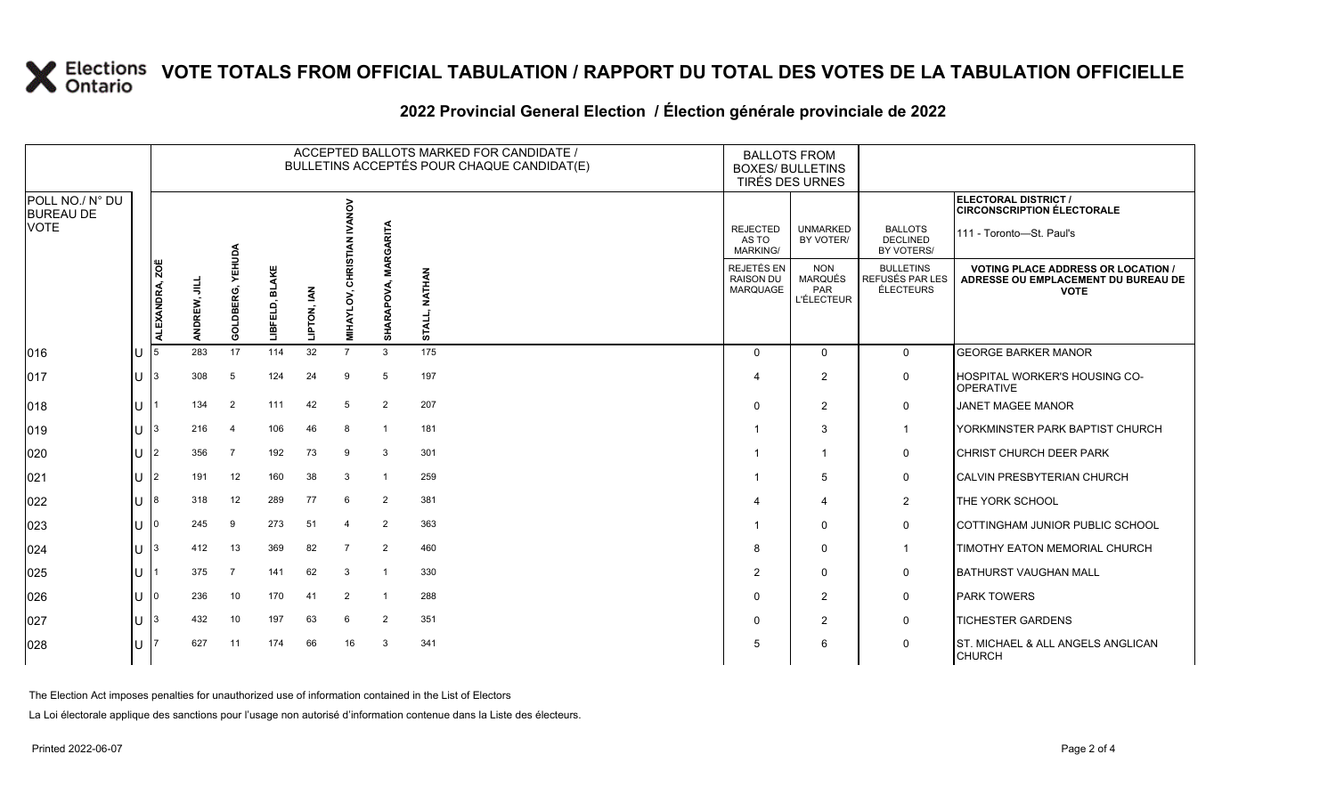# VOTE TOTALS FROM OFFICIAL TABULATION / RAPPORT DU TOTAL DES VOTES DE LA TABULATION OFFICIELLE

## 2022 Provincial General Election / Élection générale provinciale de 2022

ELECTORAL DISTRICT / CIRCONSCRIPTION ÉLECTORALE: 111 - Toronto—St. Paul's

| POLL NO./ N° DU BUREAU DE VOTE | | ACCEPTED BALLOTS MARKED FOR CANDIDATE / BULLETINS ACCEPTÉS POUR CHAQUE CANDIDAT(E) | | | | | | | | BALLOTS FROM BOXES/ BULLETINS TIRÉS DES URNES | | | |
|---|---|---|---|---|---|---|---|---|---|---|---|---|---|
| | | ALEXANDRA, ZOË | ANDREW, JILL | GOLDBERG, YEHUDA | LIBFELD, BLAKE | LIPTON, IAN | MIHAYLOV, CHRISTIAN IVANOV | SHARAPOVA, MARGARITA | STALL, NATHAN | REJECTED AS TO MARKING/ REJETÉS EN RAISON DU MARQUAGE | UNMARKED BY VOTER/ NON MARQUÉS PAR L'ÉLECTEUR | BALLOTS DECLINED BY VOTERS/ BULLETINS REFUSÉS PAR LES ÉLECTEURS | VOTING PLACE ADDRESS OR LOCATION / ADRESSE OU EMPLACEMENT DU BUREAU DE VOTE |
| 016 | U | 5 | 283 | 17 | 114 | 32 | 7 | 3 | 175 | 0 | 0 | 0 | GEORGE BARKER MANOR |
| 017 | U | 3 | 308 | 5 | 124 | 24 | 9 | 5 | 197 | 4 | 2 | 0 | HOSPITAL WORKER'S HOUSING CO-OPERATIVE |
| 018 | U | 1 | 134 | 2 | 111 | 42 | 5 | 2 | 207 | 0 | 2 | 0 | JANET MAGEE MANOR |
| 019 | U | 3 | 216 | 4 | 106 | 46 | 8 | 1 | 181 | 1 | 3 | 1 | YORKMINSTER PARK BAPTIST CHURCH |
| 020 | U | 2 | 356 | 7 | 192 | 73 | 9 | 3 | 301 | 1 | 1 | 0 | CHRIST CHURCH DEER PARK |
| 021 | U | 2 | 191 | 12 | 160 | 38 | 3 | 1 | 259 | 1 | 5 | 0 | CALVIN PRESBYTERIAN CHURCH |
| 022 | U | 8 | 318 | 12 | 289 | 77 | 6 | 2 | 381 | 4 | 4 | 2 | THE YORK SCHOOL |
| 023 | U | 0 | 245 | 9 | 273 | 51 | 4 | 2 | 363 | 1 | 0 | 0 | COTTINGHAM JUNIOR PUBLIC SCHOOL |
| 024 | U | 3 | 412 | 13 | 369 | 82 | 7 | 2 | 460 | 8 | 0 | 1 | TIMOTHY EATON MEMORIAL CHURCH |
| 025 | U | 1 | 375 | 7 | 141 | 62 | 3 | 1 | 330 | 2 | 0 | 0 | BATHURST VAUGHAN MALL |
| 026 | U | 0 | 236 | 10 | 170 | 41 | 2 | 1 | 288 | 0 | 2 | 0 | PARK TOWERS |
| 027 | U | 3 | 432 | 10 | 197 | 63 | 6 | 2 | 351 | 0 | 2 | 0 | TICHESTER GARDENS |
| 028 | U | 7 | 627 | 11 | 174 | 66 | 16 | 3 | 341 | 5 | 6 | 0 | ST. MICHAEL & ALL ANGELS ANGLICAN CHURCH |

The Election Act imposes penalties for unauthorized use of information contained in the List of Electors

La Loi électorale applique des sanctions pour l'usage non autorisé d'information contenue dans la Liste des électeurs.

Printed 2022-06-07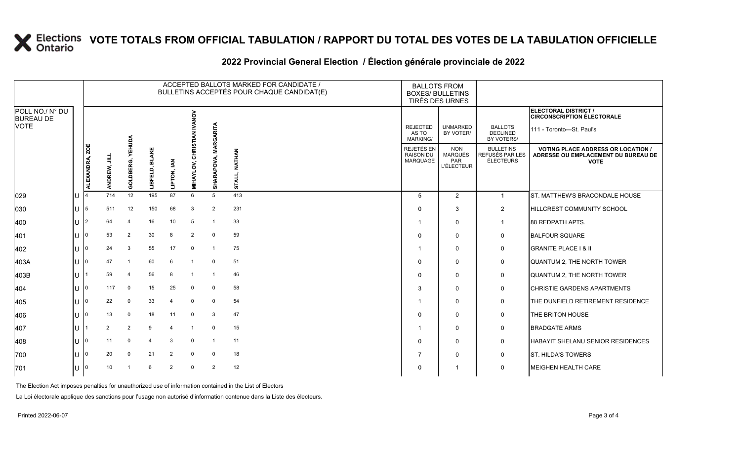# VOTE TOTALS FROM OFFICIAL TABULATION / RAPPORT DU TOTAL DES VOTES DE LA TABULATION OFFICIELLE

## 2022 Provincial General Election / Élection générale provinciale de 2022

ELECTORAL DISTRICT / CIRCONSCRIPTION ÉLECTORALE: 111 - Toronto—St. Paul's

| POLL NO./ N° DU BUREAU DE VOTE | | ALEXANDRA, ZOË | ANDREW, JILL | GOLDBERG, YEHUDA | LIBFELD, BLAKE | LIPTON, IAN | MIHAYLOV, CHRISTIAN IVANOV | SHARAPOVA, MARGARITA | STALL, NATHAN | REJECTED AS TO MARKING / REJETÉS EN RAISON DU MARQUAGE | UNMARKED BY VOTER / NON MARQUÉS PAR L'ÉLECTEUR | BALLOTS DECLINED BY VOTERS / BULLETINS REFUSÉS PAR LES ÉLECTEURS | VOTING PLACE ADDRESS OR LOCATION / ADRESSE OU EMPLACEMENT DU BUREAU DE VOTE |
|---|---|---|---|---|---|---|---|---|---|---|---|---|---|
| 029 | U | 4 | 714 | 12 | 195 | 87 | 6 | 5 | 413 | 5 | 2 | 1 | ST. MATTHEW'S BRACONDALE HOUSE |
| 030 | U | 5 | 511 | 12 | 150 | 68 | 3 | 2 | 231 | 0 | 3 | 2 | HILLCREST COMMUNITY SCHOOL |
| 400 | U | 2 | 64 | 4 | 16 | 10 | 5 | 1 | 33 | 1 | 0 | 1 | 88 REDPATH APTS. |
| 401 | U | 0 | 53 | 2 | 30 | 8 | 2 | 0 | 59 | 0 | 0 | 0 | BALFOUR SQUARE |
| 402 | U | 0 | 24 | 3 | 55 | 17 | 0 | 1 | 75 | 1 | 0 | 0 | GRANITE PLACE I & II |
| 403A | U | 0 | 47 | 1 | 60 | 6 | 1 | 0 | 51 | 0 | 0 | 0 | QUANTUM 2, THE NORTH TOWER |
| 403B | U | 1 | 59 | 4 | 56 | 8 | 1 | 1 | 46 | 0 | 0 | 0 | QUANTUM 2, THE NORTH TOWER |
| 404 | U | 0 | 117 | 0 | 15 | 25 | 0 | 0 | 58 | 3 | 0 | 0 | CHRISTIE GARDENS APARTMENTS |
| 405 | U | 0 | 22 | 0 | 33 | 4 | 0 | 0 | 54 | 1 | 0 | 0 | THE DUNFIELD RETIREMENT RESIDENCE |
| 406 | U | 0 | 13 | 0 | 18 | 11 | 0 | 3 | 47 | 0 | 0 | 0 | THE BRITON HOUSE |
| 407 | U | 1 | 2 | 2 | 9 | 4 | 1 | 0 | 15 | 1 | 0 | 0 | BRADGATE ARMS |
| 408 | U | 0 | 11 | 0 | 4 | 3 | 0 | 1 | 11 | 0 | 0 | 0 | HABAYIT SHELANU SENIOR RESIDENCES |
| 700 | U | 0 | 20 | 0 | 21 | 2 | 0 | 0 | 18 | 7 | 0 | 0 | ST. HILDA'S TOWERS |
| 701 | U | 0 | 10 | 1 | 6 | 2 | 0 | 2 | 12 | 0 | 1 | 0 | MEIGHEN HEALTH CARE |

The Election Act imposes penalties for unauthorized use of information contained in the List of Electors

La Loi électorale applique des sanctions pour l'usage non autorisé d'information contenue dans la Liste des électeurs.

Printed 2022-06-07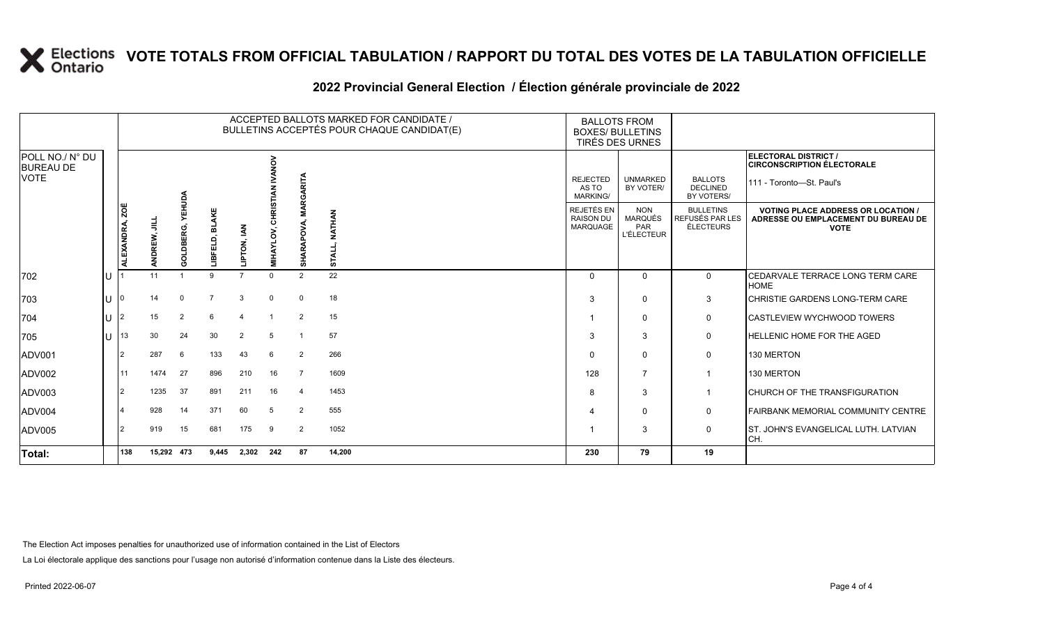# VOTE TOTALS FROM OFFICIAL TABULATION / RAPPORT DU TOTAL DES VOTES DE LA TABULATION OFFICIELLE

## 2022 Provincial General Election / Élection générale provinciale de 2022

ELECTORAL DISTRICT / CIRCONSCRIPTION ÉLECTORALE: 111 - Toronto—St. Paul's

| POLL NO./ N° DU BUREAU DE VOTE | | ALEXANDRA, ZOË | ANDREW, JILL | GOLDBERG, YEHUDA | LIBFELD, BLAKE | LIPTON, IAN | MIHAYLOV, CHRISTIAN IVANOV | SHARAPOVA, MARGARITA | STALL, NATHAN | REJECTED AS TO MARKING/ REJETÉS EN RAISON DU MARQUAGE | UNMARKED BY VOTER/ NON MARQUÉS PAR L'ÉLECTEUR | BALLOTS DECLINED BY VOTERS/ BULLETINS REFUSÉS PAR LES ÉLECTEURS | VOTING PLACE ADDRESS OR LOCATION / ADRESSE OU EMPLACEMENT DU BUREAU DE VOTE |
|---|---|---|---|---|---|---|---|---|---|---|---|---|---|
| 702 | U | 1 | 11 | 1 | 9 | 7 | 0 | 2 | 22 | 0 | 0 | 0 | CEDARVALE TERRACE LONG TERM CARE HOME |
| 703 | U | 0 | 14 | 0 | 7 | 3 | 0 | 0 | 18 | 3 | 0 | 3 | CHRISTIE GARDENS LONG-TERM CARE |
| 704 | U | 2 | 15 | 2 | 6 | 4 | 1 | 2 | 15 | 1 | 0 | 0 | CASTLEVIEW WYCHWOOD TOWERS |
| 705 | U | 13 | 30 | 24 | 30 | 2 | 5 | 1 | 57 | 3 | 3 | 0 | HELLENIC HOME FOR THE AGED |
| ADV001 | | 2 | 287 | 6 | 133 | 43 | 6 | 2 | 266 | 0 | 0 | 0 | 130 MERTON |
| ADV002 | | 11 | 1474 | 27 | 896 | 210 | 16 | 7 | 1609 | 128 | 7 | 1 | 130 MERTON |
| ADV003 | | 2 | 1235 | 37 | 891 | 211 | 16 | 4 | 1453 | 8 | 3 | 1 | CHURCH OF THE TRANSFIGURATION |
| ADV004 | | 4 | 928 | 14 | 371 | 60 | 5 | 2 | 555 | 4 | 0 | 0 | FAIRBANK MEMORIAL COMMUNITY CENTRE |
| ADV005 | | 2 | 919 | 15 | 681 | 175 | 9 | 2 | 1052 | 1 | 3 | 0 | ST. JOHN'S EVANGELICAL LUTH. LATVIAN CH. |
| **Total:** | | 138 | 15,292 | 473 | 9,445 | 2,302 | 242 | 87 | 14,200 | 230 | 79 | 19 | |

The Election Act imposes penalties for unauthorized use of information contained in the List of Electors

La Loi électorale applique des sanctions pour l'usage non autorisé d'information contenue dans la Liste des électeurs.

Printed 2022-06-07